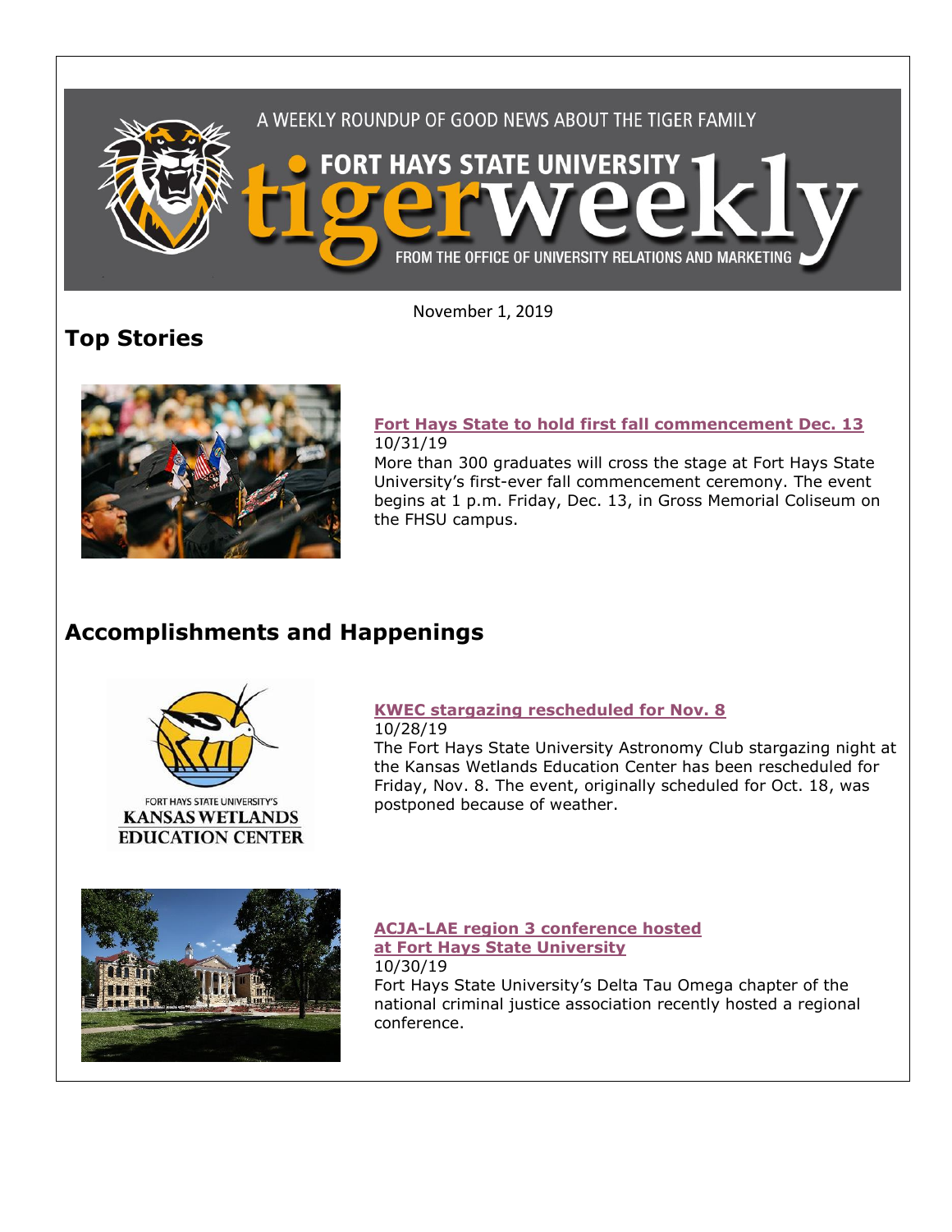A WEEKLY ROUNDUP OF GOOD NEWS ABOUT THE TIGER FAMILY

FORT HAYS STATE UNIVERSITY tigerweekly

FROM THE OFFICE OF UNIVERSITY RELATIONS AND MARKETING

November 1, 2019

## Top Stories

### Fort Hays State to hold first fall commencement Dec. 13

10/31/19

More than 300 graduates will cross the stage at Fort Hays State University's first-ever fall commencement ceremony. The event begins at 1 p.m. Friday, Dec. 13, in Gross Memorial Coliseum on the FHSU campus.

## Accomplishments and Happenings

FORT HAYS STATE UNIVERSITY'S KANSAS WETLANDS EDUCATION CENTER

### KWEC stargazing rescheduled for Nov. 8

10/28/19

The Fort Hays State University Astronomy Club stargazing night at the Kansas Wetlands Education Center has been rescheduled for Friday, Nov. 8. The event, originally scheduled for Oct. 18, was postponed because of weather.

### ACJA-LAE region 3 conference hosted at Fort Hays State University

10/30/19

Fort Hays State University's Delta Tau Omega chapter of the national criminal justice association recently hosted a regional conference.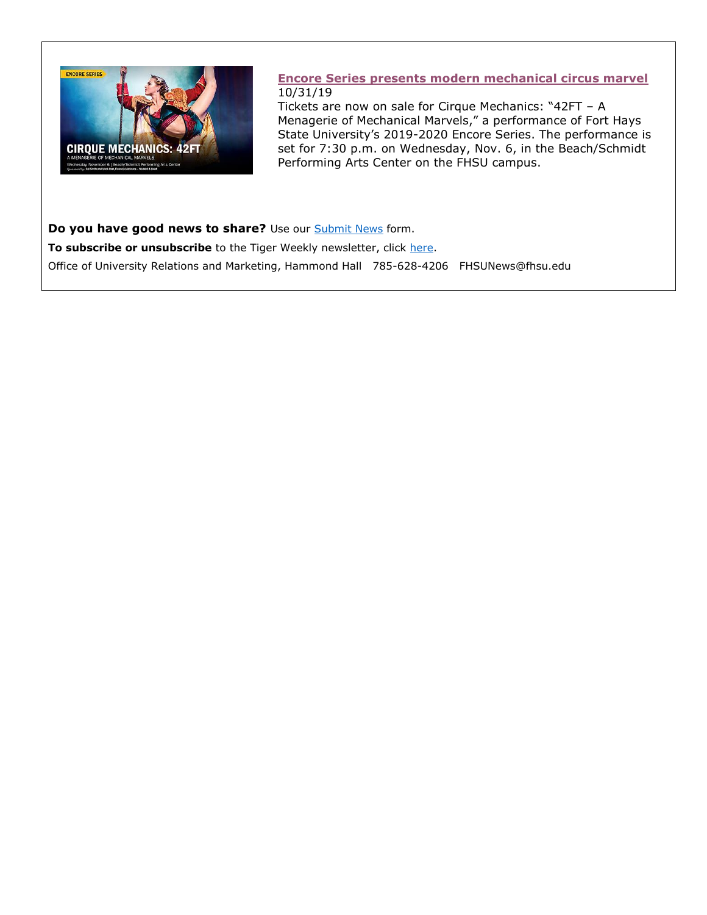**Encore Series presents modern mechanical circus marvel**
10/31/19
Tickets are now on sale for Cirque Mechanics: "42FT – A Menagerie of Mechanical Marvels," a performance of Fort Hays State University's 2019-2020 Encore Series. The performance is set for 7:30 p.m. on Wednesday, Nov. 6, in the Beach/Schmidt Performing Arts Center on the FHSU campus.

**Do you have good news to share?** Use our Submit News form.

**To subscribe or unsubscribe** to the Tiger Weekly newsletter, click here.

Office of University Relations and Marketing, Hammond Hall   785-628-4206   FHSUNews@fhsu.edu